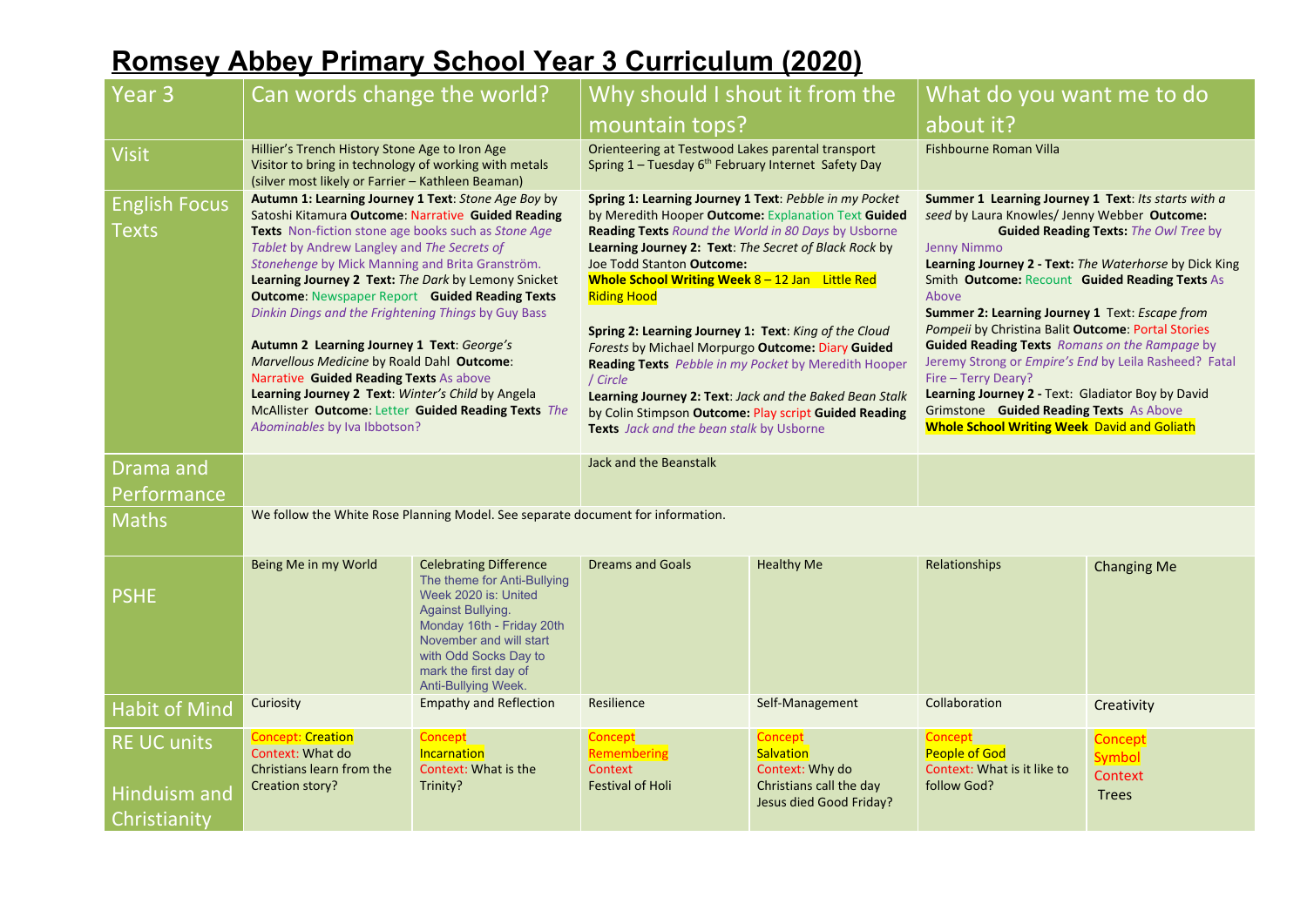# Romsey Abbey Primary School Year 3 Curriculum (2020)

| Year 3 | Can words change the world? | | Why should I shout it from the mountain tops? | | What do you want me to do about it? | |
|---|---|---|---|---|---|---|
| Visit | Hillier's Trench History Stone Age to Iron Age<br>Visitor to bring in technology of working with metals (silver most likely or Farrier – Kathleen Beaman) | | Orienteering at Testwood Lakes parental transport<br>Spring 1 – Tuesday 6th February Internet Safety Day | | Fishbourne Roman Villa | |
| English Focus Texts | **Autumn 1: Learning Journey 1 Text**: *Stone Age Boy* by Satoshi Kitamura **Outcome**: Narrative **Guided Reading Texts** Non-fiction stone age books such as *Stone Age Tablet* by Andrew Langley and *The Secrets of Stonehenge* by Mick Manning and Brita Granström.<br>**Learning Journey 2 Text:** *The Dark* by Lemony Snicket **Outcome**: Newspaper Report **Guided Reading Texts** *Dinkin Dings and the Frightening Things* by Guy Bass<br><br>**Autumn 2 Learning Journey 1 Text**: *George's Marvellous Medicine* by Roald Dahl **Outcome**: Narrative **Guided Reading Texts** As above<br>**Learning Journey 2 Text**: *Winter's Child* by Angela McAllister **Outcome**: Letter **Guided Reading Texts** *The Abominables* by Iva Ibbotson? | | **Spring 1: Learning Journey 1 Text**: *Pebble in my Pocket* by Meredith Hooper **Outcome:** Explanation Text **Guided Reading Texts** *Round the World in 80 Days* by Usborne<br>**Learning Journey 2: Text**: *The Secret of Black Rock* by Joe Todd Stanton **Outcome:**<br>**Whole School Writing Week** 8 – 12 Jan Little Red Riding Hood<br><br>**Spring 2: Learning Journey 1: Text**: *King of the Cloud Forests* by Michael Morpurgo **Outcome:** Diary **Guided Reading Texts** *Pebble in my Pocket* by Meredith Hooper / *Circle*<br>**Learning Journey 2: Text**: *Jack and the Baked Bean Stalk* by Colin Stimpson **Outcome:** Play script **Guided Reading Texts** *Jack and the bean stalk* by Usborne | | **Summer 1 Learning Journey 1 Text**: *Its starts with a seed* by Laura Knowles/ Jenny Webber **Outcome: Guided Reading Texts:** *The Owl Tree* by Jenny Nimmo<br>**Learning Journey 2 - Text:** *The Waterhorse* by Dick King Smith **Outcome:** Recount **Guided Reading Texts** As Above<br>**Summer 2: Learning Journey 1** Text: *Escape from Pompeii* by Christina Balit **Outcome**: Portal Stories **Guided Reading Texts** *Romans on the Rampage* by Jeremy Strong or *Empire's End* by Leila Rasheed? Fatal Fire – Terry Deary?<br>**Learning Journey 2 -** Text: Gladiator Boy by David Grimstone **Guided Reading Texts** As Above<br>**Whole School Writing Week** David and Goliath | |
| Drama and Performance | | | Jack and the Beanstalk | | | |
| Maths | We follow the White Rose Planning Model. See separate document for information. | | | | | |
| PSHE | Being Me in my World | Celebrating Difference<br>The theme for Anti-Bullying Week 2020 is: United Against Bullying. Monday 16th - Friday 20th November and will start with Odd Socks Day to mark the first day of Anti-Bullying Week. | Dreams and Goals | Healthy Me | Relationships | Changing Me |
| Habit of Mind | Curiosity | Empathy and Reflection | Resilience | Self-Management | Collaboration | Creativity |
| RE UC units<br><br>Hinduism and Christianity | Concept: Creation<br>Context: What do Christians learn from the Creation story? | Concept<br>Incarnation<br>Context: What is the Trinity? | Concept<br>Remembering<br>Context<br>Festival of Holi | Concept<br>Salvation<br>Context: Why do Christians call the day Jesus died Good Friday? | Concept<br>People of God<br>Context: What is it like to follow God? | Concept<br>Symbol<br>Context<br>Trees |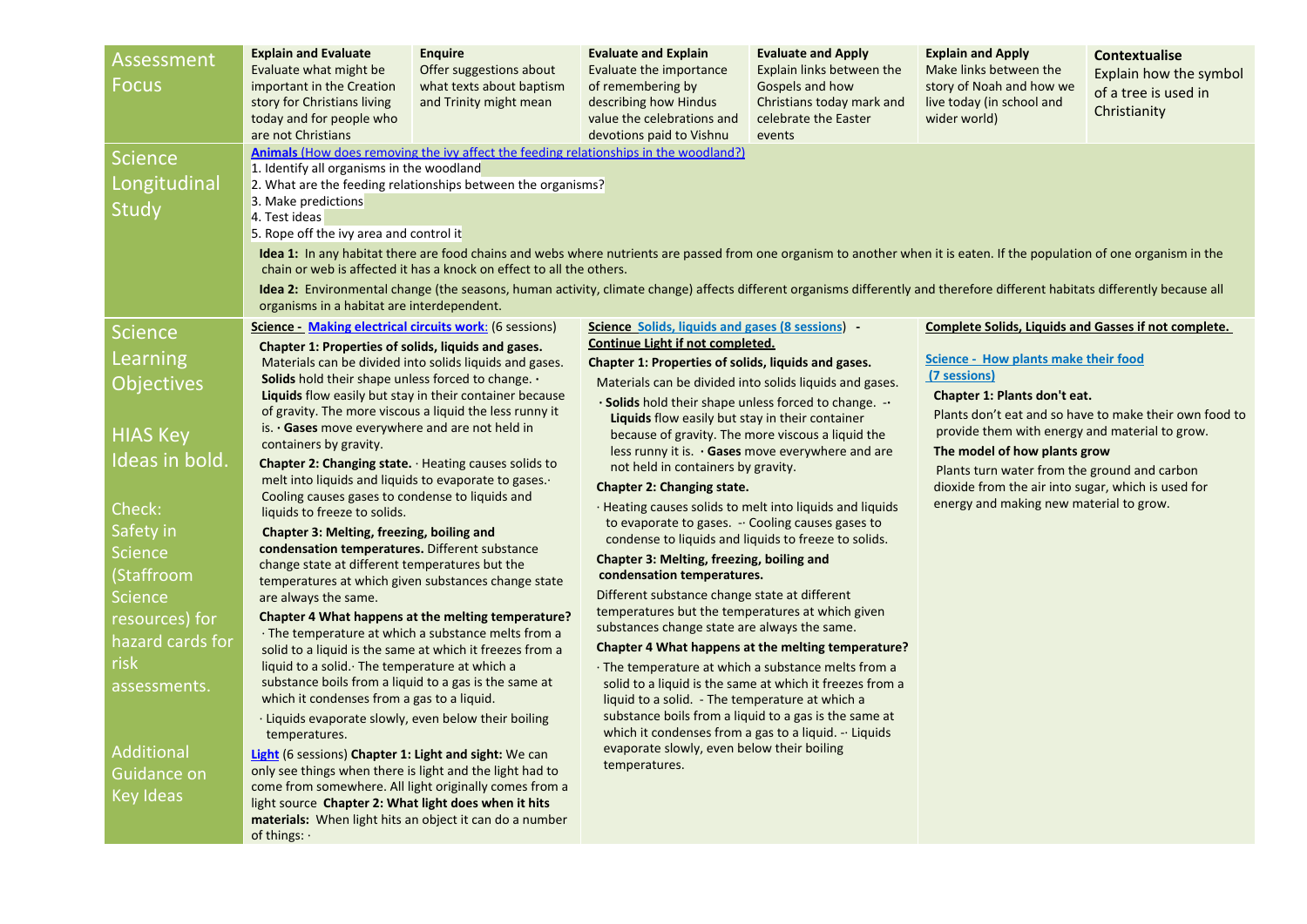| Assessment Focus | **Explain and Evaluate** Evaluate what might be important in the Creation story for Christians living today and for people who are not Christians | **Enquire** Offer suggestions about what texts about baptism and Trinity might mean | **Evaluate and Explain** Evaluate the importance of remembering by describing how Hindus value the celebrations and devotions paid to Vishnu | **Evaluate and Apply** Explain links between the Gospels and how Christians today mark and celebrate the Easter events | **Explain and Apply** Make links between the story of Noah and how we live today (in school and wider world) | **Contextualise** Explain how the symbol of a tree is used in Christianity |
|---|---|---|---|---|---|---|
| Science Longitudinal Study | **Animals** (How does removing the ivy affect the feeding relationships in the woodland?)<br>1. Identify all organisms in the woodland<br>2. What are the feeding relationships between the organisms?<br>3. Make predictions<br>4. Test ideas<br>5. Rope off the ivy area and control it<br>**Idea 1:** In any habitat there are food chains and webs where nutrients are passed from one organism to another when it is eaten. If the population of one organism in the chain or web is affected it has a knock on effect to all the others.<br>**Idea 2:** Environmental change (the seasons, human activity, climate change) affects different organisms differently and therefore different habitats differently because all organisms in a habitat are interdependent. | | | | | |
| Science Learning Objectives<br><br>HIAS Key Ideas in bold.<br><br>Check: Safety in Science (Staffroom Science resources) for hazard cards for risk assessments.<br><br>Additional Guidance on Key Ideas | **Science - Making electrical circuits work:** (6 sessions)<br>**Chapter 1: Properties of solids, liquids and gases.** Materials can be divided into solids liquids and gases. **Solids** hold their shape unless forced to change. · **Liquids** flow easily but stay in their container because of gravity. The more viscous a liquid the less runny it is. · **Gases** move everywhere and are not held in containers by gravity.<br>**Chapter 2: Changing state.** · Heating causes solids to melt into liquids and liquids to evaporate to gases.· Cooling causes gases to condense to liquids and liquids to freeze to solids.<br>**Chapter 3: Melting, freezing, boiling and condensation temperatures.** Different substance change state at different temperatures but the temperatures at which given substances change state are always the same.<br>**Chapter 4 What happens at the melting temperature?** · The temperature at which a substance melts from a solid to a liquid is the same at which it freezes from a liquid to a solid.· The temperature at which a substance boils from a liquid to a gas is the same at which it condenses from a gas to a liquid.<br>· Liquids evaporate slowly, even below their boiling temperatures.<br>**Light** (6 sessions) **Chapter 1: Light and sight:** We can only see things when there is light and the light had to come from somewhere. All light originally comes from a light source **Chapter 2: What light does when it hits materials:** When light hits an object it can do a number of things: · | | **Science Solids, liquids and gases (8 sessions) - Continue Light if not completed.**<br>**Chapter 1: Properties of solids, liquids and gases.**<br>Materials can be divided into solids liquids and gases.<br>· **Solids** hold their shape unless forced to change. -· **Liquids** flow easily but stay in their container because of gravity. The more viscous a liquid the less runny it is. · **Gases** move everywhere and are not held in containers by gravity.<br>**Chapter 2: Changing state.**<br>· Heating causes solids to melt into liquids and liquids to evaporate to gases. -· Cooling causes gases to condense to liquids and liquids to freeze to solids.<br>**Chapter 3: Melting, freezing, boiling and condensation temperatures.**<br>Different substance change state at different temperatures but the temperatures at which given substances change state are always the same.<br>**Chapter 4 What happens at the melting temperature?**<br>· The temperature at which a substance melts from a solid to a liquid is the same at which it freezes from a liquid to a solid. - The temperature at which a substance boils from a liquid to a gas is the same at which it condenses from a gas to a liquid. -· Liquids evaporate slowly, even below their boiling temperatures. | | **Complete Solids, Liquids and Gasses if not complete.**<br>**Science - How plants make their food (7 sessions)**<br>**Chapter 1: Plants don't eat.**<br>Plants don't eat and so have to make their own food to provide them with energy and material to grow.<br>**The model of how plants grow**<br>Plants turn water from the ground and carbon dioxide from the air into sugar, which is used for energy and making new material to grow. | |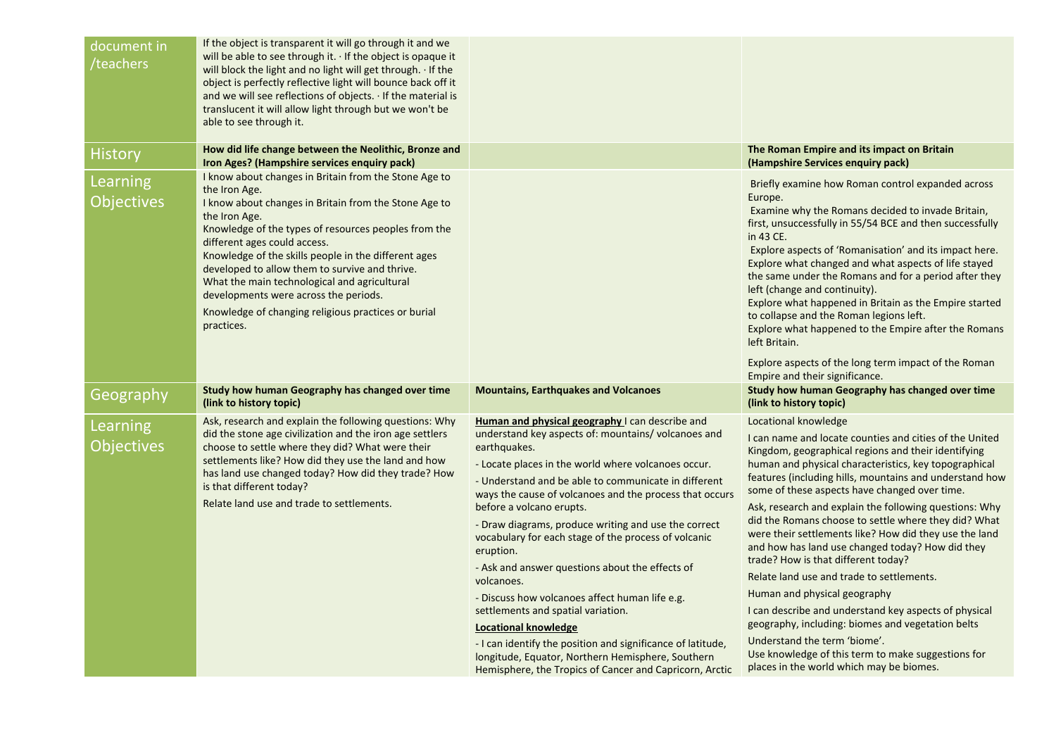| document in /teachers | If the object is transparent it will go through it and we will be able to see through it. · If the object is opaque it will block the light and no light will get through. · If the object is perfectly reflective light will bounce back off it and we will see reflections of objects. · If the material is translucent it will allow light through but we won't be able to see through it. | | |
|---|---|---|---|
| History | **How did life change between the Neolithic, Bronze and Iron Ages? (Hampshire services enquiry pack)** | | **The Roman Empire and its impact on Britain (Hampshire Services enquiry pack)** |
| Learning Objectives | I know about changes in Britain from the Stone Age to the Iron Age.<br>I know about changes in Britain from the Stone Age to the Iron Age.<br>Knowledge of the types of resources peoples from the different ages could access.<br>Knowledge of the skills people in the different ages developed to allow them to survive and thrive.<br>What the main technological and agricultural developments were across the periods.<br>Knowledge of changing religious practices or burial practices. | | Briefly examine how Roman control expanded across Europe.<br>Examine why the Romans decided to invade Britain, first, unsuccessfully in 55/54 BCE and then successfully in 43 CE.<br>Explore aspects of 'Romanisation' and its impact here.<br>Explore what changed and what aspects of life stayed the same under the Romans and for a period after they left (change and continuity).<br>Explore what happened in Britain as the Empire started to collapse and the Roman legions left.<br>Explore what happened to the Empire after the Romans left Britain.<br>Explore aspects of the long term impact of the Roman Empire and their significance. |
| Geography | **Study how human Geography has changed over time (link to history topic)** | **Mountains, Earthquakes and Volcanoes** | **Study how human Geography has changed over time (link to history topic)** |
| Learning Objectives | Ask, research and explain the following questions: Why did the stone age civilization and the iron age settlers choose to settle where they did? What were their settlements like? How did they use the land and how has land use changed today? How did they trade? How is that different today?<br>Relate land use and trade to settlements. | **Human and physical geography** I can describe and understand key aspects of: mountains/ volcanoes and earthquakes.<br>- Locate places in the world where volcanoes occur.<br>- Understand and be able to communicate in different ways the cause of volcanoes and the process that occurs before a volcano erupts.<br>- Draw diagrams, produce writing and use the correct vocabulary for each stage of the process of volcanic eruption.<br>- Ask and answer questions about the effects of volcanoes.<br>- Discuss how volcanoes affect human life e.g. settlements and spatial variation.<br>**Locational knowledge**<br>- I can identify the position and significance of latitude, longitude, Equator, Northern Hemisphere, Southern Hemisphere, the Tropics of Cancer and Capricorn, Arctic | Locational knowledge<br>I can name and locate counties and cities of the United Kingdom, geographical regions and their identifying human and physical characteristics, key topographical features (including hills, mountains and understand how some of these aspects have changed over time.<br>Ask, research and explain the following questions: Why did the Romans choose to settle where they did? What were their settlements like? How did they use the land and how has land use changed today? How did they trade? How is that different today?<br>Relate land use and trade to settlements.<br>Human and physical geography<br>I can describe and understand key aspects of physical geography, including: biomes and vegetation belts<br>Understand the term 'biome'.<br>Use knowledge of this term to make suggestions for places in the world which may be biomes. |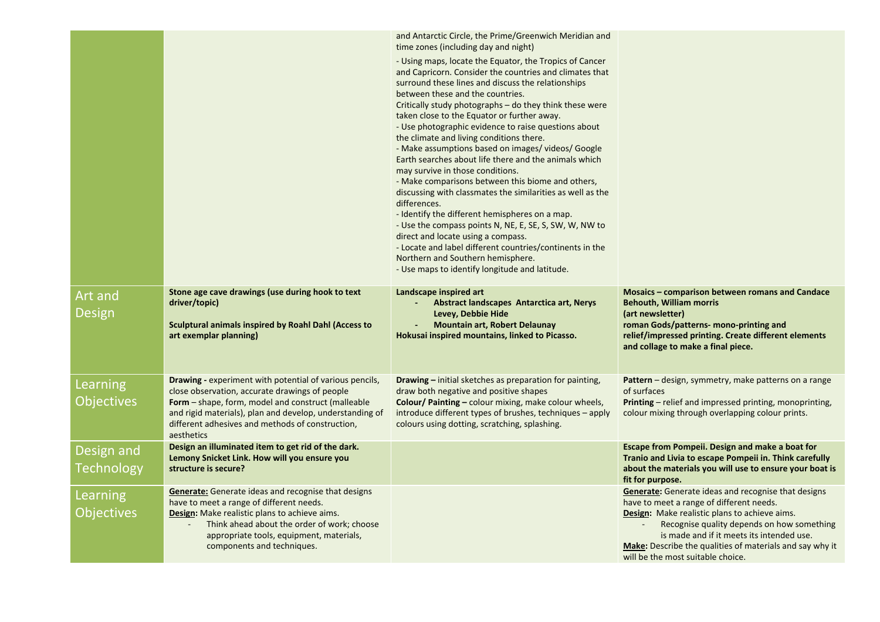| | | | |
|---|---|---|---|
| | | and Antarctic Circle, the Prime/Greenwich Meridian and time zones (including day and night)<br>- Using maps, locate the Equator, the Tropics of Cancer and Capricorn. Consider the countries and climates that surround these lines and discuss the relationships between these and the countries.<br>Critically study photographs – do they think these were taken close to the Equator or further away.<br>- Use photographic evidence to raise questions about the climate and living conditions there.<br>- Make assumptions based on images/ videos/ Google Earth searches about life there and the animals which may survive in those conditions.<br>- Make comparisons between this biome and others, discussing with classmates the similarities as well as the differences.<br>- Identify the different hemispheres on a map.<br>- Use the compass points N, NE, E, SE, S, SW, W, NW to direct and locate using a compass.<br>- Locate and label different countries/continents in the Northern and Southern hemisphere.<br>- Use maps to identify longitude and latitude. | |
| Art and Design | **Stone age cave drawings (use during hook to text driver/topic)**<br><br>**Sculptural animals inspired by Roahl Dahl (Access to art exemplar planning)** | **Landscape inspired art**<br>- **Abstract landscapes Antarctica art, Nerys Levey, Debbie Hide**<br>- **Mountain art, Robert Delaunay**<br>**Hokusai inspired mountains, linked to Picasso.** | **Mosaics – comparison between romans and Candace Behouth, William morris (art newsletter)**<br>**roman Gods/patterns- mono-printing and relief/impressed printing. Create different elements and collage to make a final piece.** |
| Learning Objectives | **Drawing -** experiment with potential of various pencils, close observation, accurate drawings of people<br>**Form** – shape, form, model and construct (malleable and rigid materials), plan and develop, understanding of different adhesives and methods of construction, aesthetics | **Drawing –** initial sketches as preparation for painting, draw both negative and positive shapes<br>**Colour/ Painting –** colour mixing, make colour wheels, introduce different types of brushes, techniques – apply colours using dotting, scratching, splashing. | **Pattern** – design, symmetry, make patterns on a range of surfaces<br>**Printing** – relief and impressed printing, monoprinting, colour mixing through overlapping colour prints. |
| Design and Technology | **Design an illuminated item to get rid of the dark. Lemony Snicket Link. How will you ensure you structure is secure?** | | **Escape from Pompeii. Design and make a boat for Tranio and Livia to escape Pompeii in. Think carefully about the materials you will use to ensure your boat is fit for purpose.** |
| Learning Objectives | **Generate:** Generate ideas and recognise that designs have to meet a range of different needs.<br>**Design:** Make realistic plans to achieve aims.<br>- Think ahead about the order of work; choose appropriate tools, equipment, materials, components and techniques. | | **Generate:** Generate ideas and recognise that designs have to meet a range of different needs.<br>**Design:** Make realistic plans to achieve aims.<br>- Recognise quality depends on how something is made and if it meets its intended use.<br>**Make:** Describe the qualities of materials and say why it will be the most suitable choice. |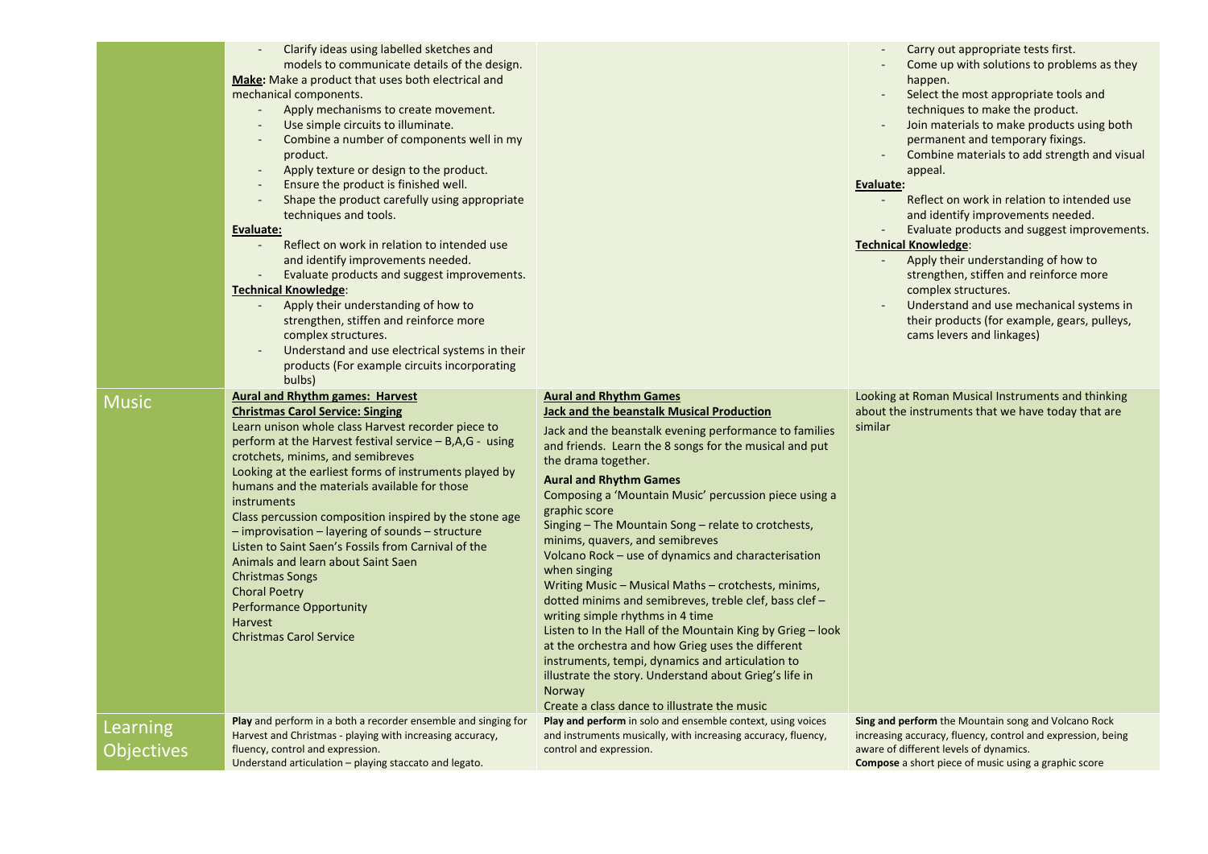| | | | |
|---|---|---|---|
| | - Clarify ideas using labelled sketches and models to communicate details of the design.<br>**Make:** Make a product that uses both electrical and mechanical components.<br>- Apply mechanisms to create movement.<br>- Use simple circuits to illuminate.<br>- Combine a number of components well in my product.<br>- Apply texture or design to the product.<br>- Ensure the product is finished well.<br>- Shape the product carefully using appropriate techniques and tools.<br>**Evaluate:**<br>- Reflect on work in relation to intended use and identify improvements needed.<br>- Evaluate products and suggest improvements.<br>**Technical Knowledge**:<br>- Apply their understanding of how to strengthen, stiffen and reinforce more complex structures.<br>- Understand and use electrical systems in their products (For example circuits incorporating bulbs) | | - Carry out appropriate tests first.<br>- Come up with solutions to problems as they happen.<br>- Select the most appropriate tools and techniques to make the product.<br>- Join materials to make products using both permanent and temporary fixings.<br>- Combine materials to add strength and visual appeal.<br>**Evaluate:**<br>- Reflect on work in relation to intended use and identify improvements needed.<br>- Evaluate products and suggest improvements.<br>**Technical Knowledge**:<br>- Apply their understanding of how to strengthen, stiffen and reinforce more complex structures.<br>- Understand and use mechanical systems in their products (for example, gears, pulleys, cams levers and linkages) |
| Music | **Aural and Rhythm games: Harvest**<br>**Christmas Carol Service: Singing**<br>Learn unison whole class Harvest recorder piece to perform at the Harvest festival service – B,A,G - using crotchets, minims, and semibreves<br>Looking at the earliest forms of instruments played by humans and the materials available for those instruments<br>Class percussion composition inspired by the stone age – improvisation – layering of sounds – structure<br>Listen to Saint Saen's Fossils from Carnival of the Animals and learn about Saint Saen<br>Christmas Songs<br>Choral Poetry<br>Performance Opportunity<br>Harvest<br>Christmas Carol Service | **Aural and Rhythm Games**<br>**Jack and the beanstalk Musical Production**<br>Jack and the beanstalk evening performance to families and friends. Learn the 8 songs for the musical and put the drama together.<br>**Aural and Rhythm Games**<br>Composing a 'Mountain Music' percussion piece using a graphic score<br>Singing – The Mountain Song – relate to crotchests, minims, quavers, and semibreves<br>Volcano Rock – use of dynamics and characterisation when singing<br>Writing Music – Musical Maths – crotchests, minims, dotted minims and semibreves, treble clef, bass clef – writing simple rhythms in 4 time<br>Listen to In the Hall of the Mountain King by Grieg – look at the orchestra and how Grieg uses the different instruments, tempi, dynamics and articulation to illustrate the story. Understand about Grieg's life in Norway<br>Create a class dance to illustrate the music | Looking at Roman Musical Instruments and thinking about the instruments that we have today that are similar |
| Learning Objectives | **Play** and perform in a both a recorder ensemble and singing for Harvest and Christmas - playing with increasing accuracy, fluency, control and expression.<br>Understand articulation – playing staccato and legato. | **Play and perform** in solo and ensemble context, using voices and instruments musically, with increasing accuracy, fluency, control and expression. | **Sing and perform** the Mountain song and Volcano Rock increasing accuracy, fluency, control and expression, being aware of different levels of dynamics.<br>**Compose** a short piece of music using a graphic score |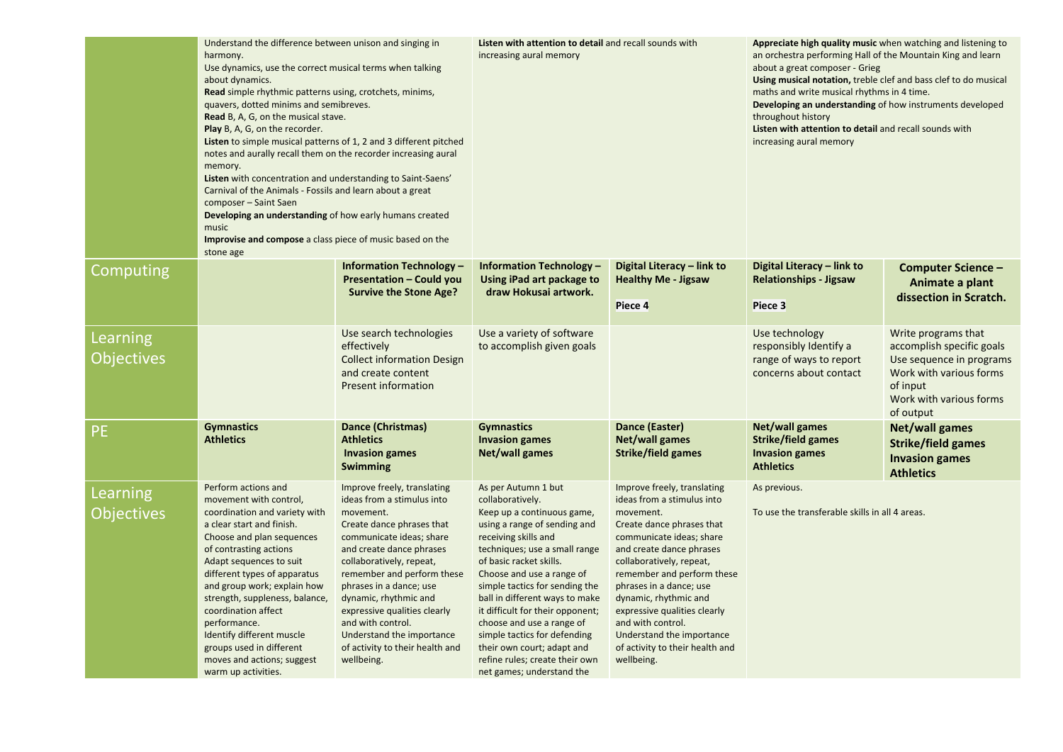| | | | | | | |
|---|---|---|---|---|---|---|
| | Understand the difference between unison and singing in harmony.<br>Use dynamics, use the correct musical terms when talking about dynamics.<br>**Read** simple rhythmic patterns using, crotchets, minims, quavers, dotted minims and semibreves.<br>**Read** B, A, G, on the musical stave.<br>**Play** B, A, G, on the recorder.<br>**Listen** to simple musical patterns of 1, 2 and 3 different pitched notes and aurally recall them on the recorder increasing aural memory.<br>**Listen** with concentration and understanding to Saint-Saens' Carnival of the Animals - Fossils and learn about a great composer – Saint Saen<br>**Developing an understanding** of how early humans created music<br>**Improvise and compose** a class piece of music based on the stone age | | **Listen with attention to detail** and recall sounds with increasing aural memory | | **Appreciate high quality music** when watching and listening to an orchestra performing Hall of the Mountain King and learn about a great composer - Grieg<br>**Using musical notation,** treble clef and bass clef to do musical maths and write musical rhythms in 4 time.<br>**Developing an understanding** of how instruments developed throughout history<br>**Listen with attention to detail** and recall sounds with increasing aural memory | |
| Computing | | **Information Technology – Presentation – Could you Survive the Stone Age?** | **Information Technology – Using iPad art package to draw Hokusai artwork.** | **Digital Literacy – link to Healthy Me - Jigsaw**<br><br>**Piece 4** | **Digital Literacy – link to Relationships - Jigsaw**<br><br>**Piece 3** | **Computer Science – Animate a plant dissection in Scratch.** |
| Learning Objectives | | Use search technologies effectively<br>Collect information Design and create content<br>Present information | Use a variety of software to accomplish given goals | | Use technology responsibly Identify a range of ways to report concerns about contact | Write programs that accomplish specific goals<br>Use sequence in programs<br>Work with various forms of input<br>Work with various forms of output |
| PE | **Gymnastics**<br>**Athletics** | **Dance (Christmas)**<br>**Athletics**<br>**Invasion games**<br>**Swimming** | **Gymnastics**<br>**Invasion games**<br>**Net/wall games** | **Dance (Easter)**<br>**Net/wall games**<br>**Strike/field games** | **Net/wall games**<br>**Strike/field games**<br>**Invasion games**<br>**Athletics** | **Net/wall games**<br>**Strike/field games**<br>**Invasion games**<br>**Athletics** |
| Learning Objectives | Perform actions and movement with control, coordination and variety with a clear start and finish.<br>Choose and plan sequences of contrasting actions<br>Adapt sequences to suit different types of apparatus and group work; explain how strength, suppleness, balance, coordination affect performance.<br>Identify different muscle groups used in different moves and actions; suggest warm up activities. | Improve freely, translating ideas from a stimulus into movement.<br>Create dance phrases that communicate ideas; share and create dance phrases collaboratively, repeat, remember and perform these phrases in a dance; use dynamic, rhythmic and expressive qualities clearly and with control.<br>Understand the importance of activity to their health and wellbeing. | As per Autumn 1 but collaboratively.<br>Keep up a continuous game, using a range of sending and receiving skills and techniques; use a small range of basic racket skills.<br>Choose and use a range of simple tactics for sending the ball in different ways to make it difficult for their opponent; choose and use a range of simple tactics for defending their own court; adapt and refine rules; create their own net games; understand the | Improve freely, translating ideas from a stimulus into movement.<br>Create dance phrases that communicate ideas; share and create dance phrases collaboratively, repeat, remember and perform these phrases in a dance; use dynamic, rhythmic and expressive qualities clearly and with control.<br>Understand the importance of activity to their health and wellbeing. | As previous.<br><br>To use the transferable skills in all 4 areas. | |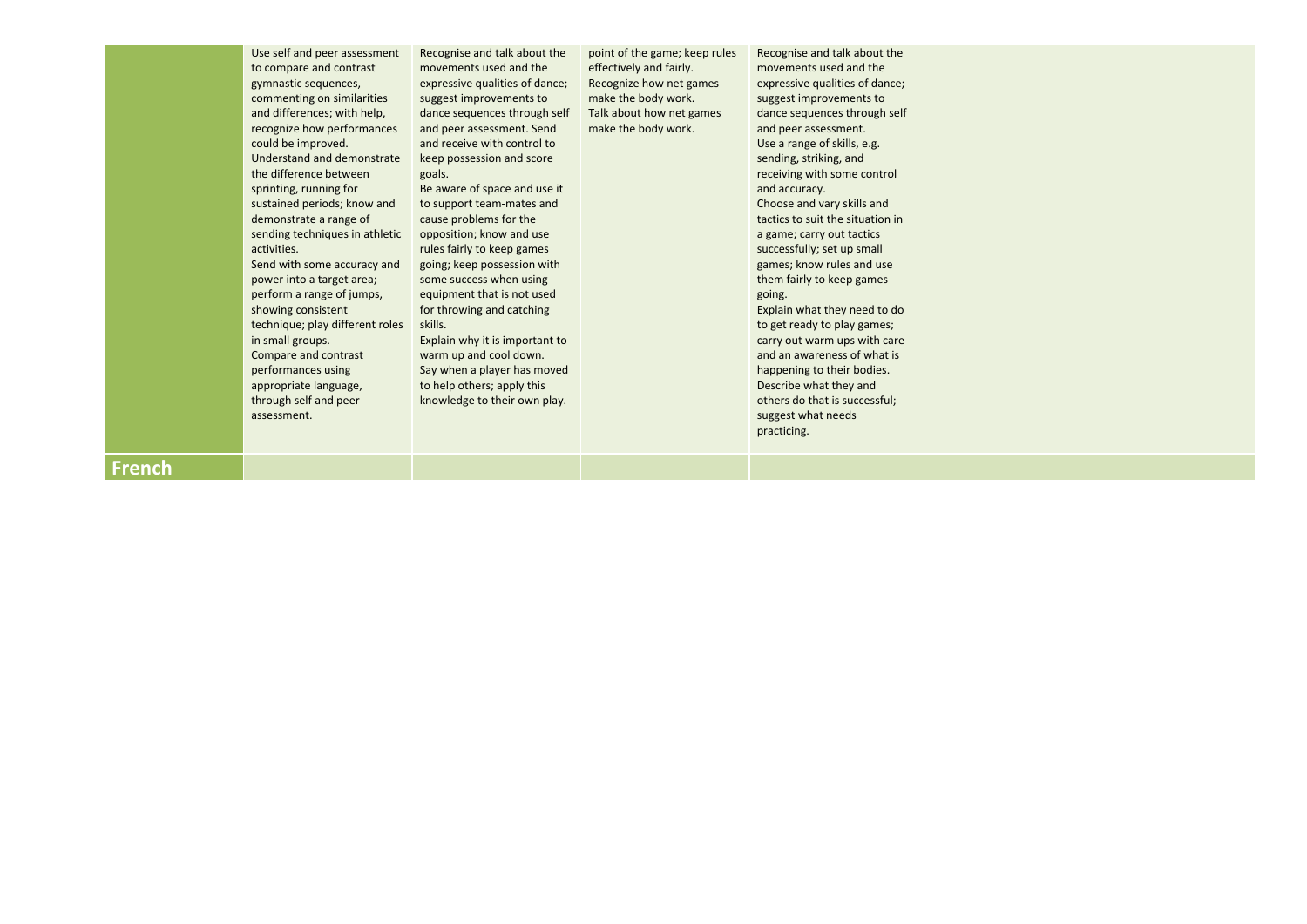| | | | | | |
|---|---|---|---|---|---|
| | Use self and peer assessment to compare and contrast gymnastic sequences, commenting on similarities and differences; with help, recognize how performances could be improved. Understand and demonstrate the difference between sprinting, running for sustained periods; know and demonstrate a range of sending techniques in athletic activities. Send with some accuracy and power into a target area; perform a range of jumps, showing consistent technique; play different roles in small groups. Compare and contrast performances using appropriate language, through self and peer assessment. | Recognise and talk about the movements used and the expressive qualities of dance; suggest improvements to dance sequences through self and peer assessment. Send and receive with control to keep possession and score goals. Be aware of space and use it to support team-mates and cause problems for the opposition; know and use rules fairly to keep games going; keep possession with some success when using equipment that is not used for throwing and catching skills. Explain why it is important to warm up and cool down. Say when a player has moved to help others; apply this knowledge to their own play. | point of the game; keep rules effectively and fairly. Recognize how net games make the body work. Talk about how net games make the body work. | Recognise and talk about the movements used and the expressive qualities of dance; suggest improvements to dance sequences through self and peer assessment. Use a range of skills, e.g. sending, striking, and receiving with some control and accuracy. Choose and vary skills and tactics to suit the situation in a game; carry out tactics successfully; set up small games; know rules and use them fairly to keep games going. Explain what they need to do to get ready to play games; carry out warm ups with care and an awareness of what is happening to their bodies. Describe what they and others do that is successful; suggest what needs practicing. | |
| **French** | | | | | |